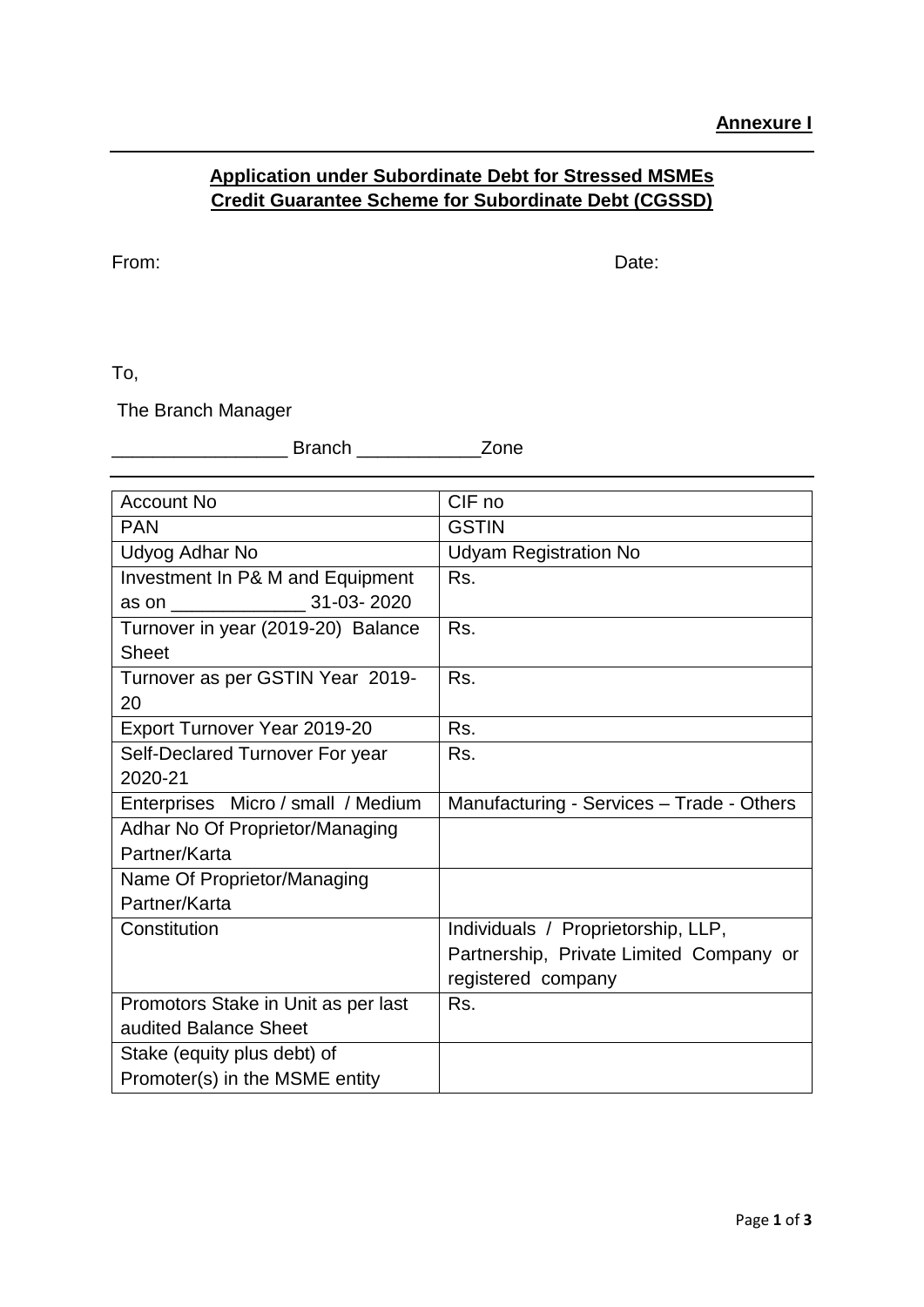**Annexure I**

---

## Application under Subordinate Debt for Stressed MSMEs
## Credit Guarantee Scheme for Subordinate Debt (CGSSD)

From: Date:

To,

The Branch Manager

_________________ Branch ____________Zone

---

| Account No | CIF no |
|---|---|
| PAN | GSTIN |
| Udyog Adhar No | Udyam Registration No |
| Investment In P& M and Equipment as on _____________ 31-03- 2020 | Rs. |
| Turnover in year (2019-20) Balance Sheet | Rs. |
| Turnover as per GSTIN Year 2019-20 | Rs. |
| Export Turnover Year 2019-20 | Rs. |
| Self-Declared Turnover For year 2020-21 | Rs. |
| Enterprises Micro / small / Medium | Manufacturing - Services – Trade - Others |
| Adhar No Of Proprietor/Managing Partner/Karta | |
| Name Of Proprietor/Managing Partner/Karta | |
| Constitution | Individuals / Proprietorship, LLP, Partnership, Private Limited Company or registered company |
| Promotors Stake in Unit as per last audited Balance Sheet | Rs. |
| Stake (equity plus debt) of Promoter(s) in the MSME entity | |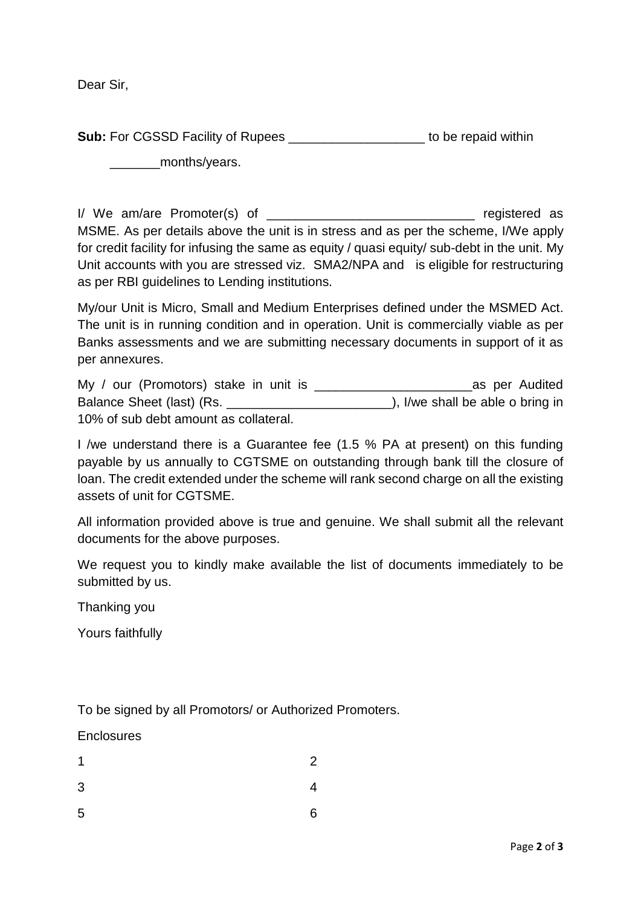Dear Sir,

**Sub:** For CGSSD Facility of Rupees ___________________ to be repaid within _______months/years.

I/ We am/are Promoter(s) of _____________________________ registered as MSME. As per details above the unit is in stress and as per the scheme, I/We apply for credit facility for infusing the same as equity / quasi equity/ sub-debt in the unit. My Unit accounts with you are stressed viz. SMA2/NPA and is eligible for restructuring as per RBI guidelines to Lending institutions.

My/our Unit is Micro, Small and Medium Enterprises defined under the MSMED Act. The unit is in running condition and in operation. Unit is commercially viable as per Banks assessments and we are submitting necessary documents in support of it as per annexures.

My / our (Promotors) stake in unit is ______________________as per Audited Balance Sheet (last) (Rs. _______________________), I/we shall be able o bring in 10% of sub debt amount as collateral.

I /we understand there is a Guarantee fee (1.5 % PA at present) on this funding payable by us annually to CGTSME on outstanding through bank till the closure of loan. The credit extended under the scheme will rank second charge on all the existing assets of unit for CGTSME.

All information provided above is true and genuine. We shall submit all the relevant documents for the above purposes.

We request you to kindly make available the list of documents immediately to be submitted by us.

Thanking you

Yours faithfully

To be signed by all Promotors/ or Authorized Promoters.

Enclosures

1 2

3 4

5 6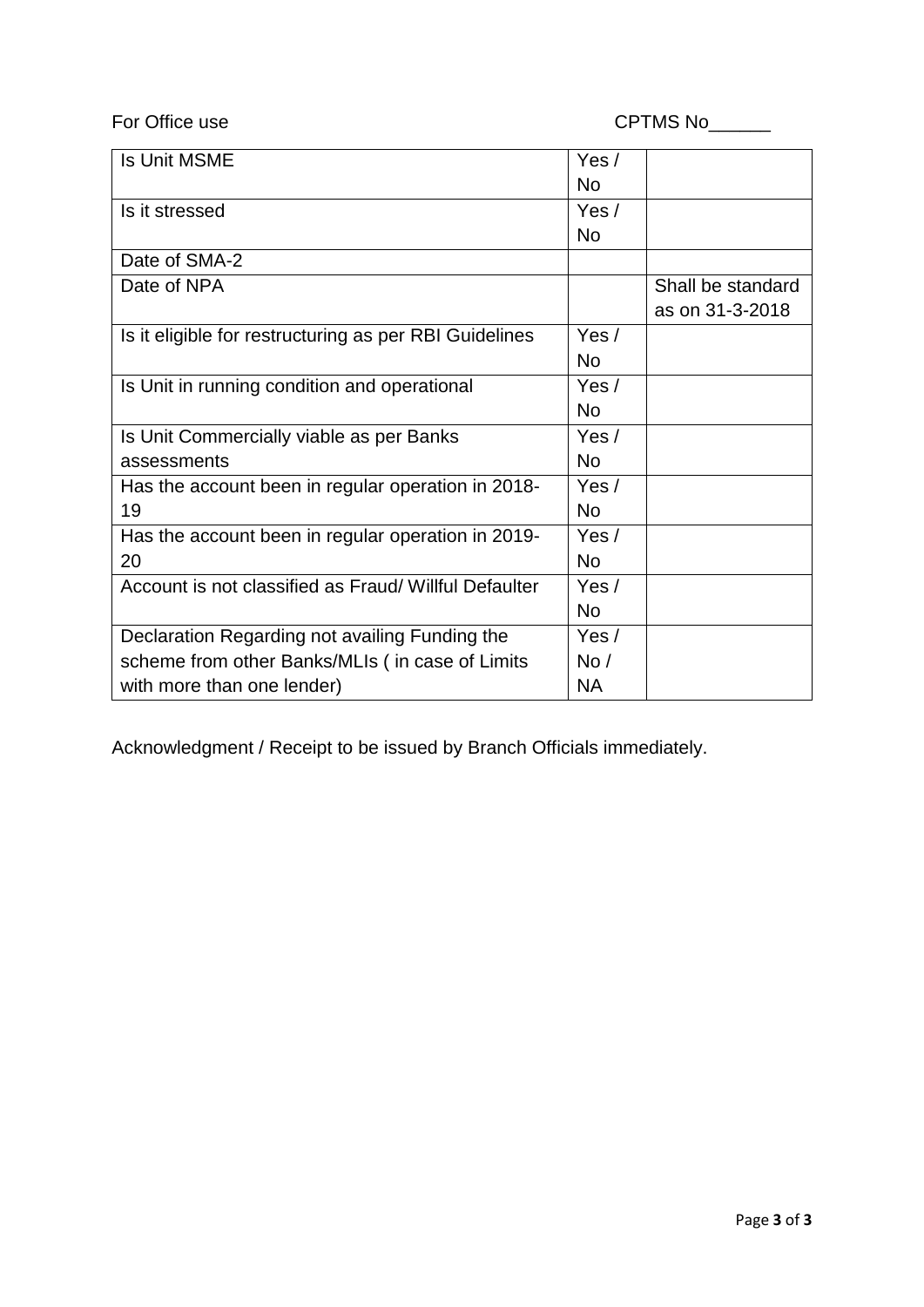For Office use CPTMS No______

| | | |
|---|---|---|
| Is Unit MSME | Yes / No | |
| Is it stressed | Yes / No | |
| Date of SMA-2 | | |
| Date of NPA | | Shall be standard as on 31-3-2018 |
| Is it eligible for restructuring as per RBI Guidelines | Yes / No | |
| Is Unit in running condition and operational | Yes / No | |
| Is Unit Commercially viable as per Banks assessments | Yes / No | |
| Has the account been in regular operation in 2018-19 | Yes / No | |
| Has the account been in regular operation in 2019-20 | Yes / No | |
| Account is not classified as Fraud/ Willful Defaulter | Yes / No | |
| Declaration Regarding not availing Funding the scheme from other Banks/MLIs ( in case of Limits with more than one lender) | Yes / No / NA | |

Acknowledgment / Receipt to be issued by Branch Officials immediately.